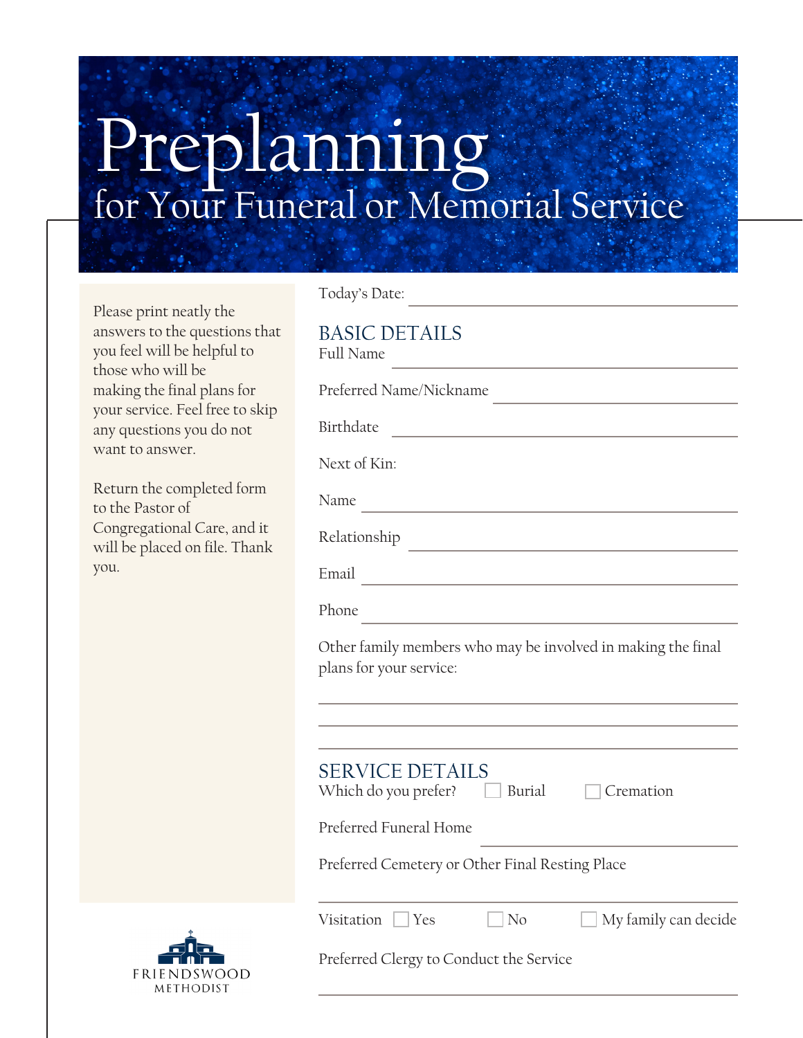# Preplanning

## for Your Funeral or Memorial Service

Please print neatly the answers to the questions that you feel will be helpful to those who will be making the final plans for your service. Feel free to skip any questions you do not want to answer.

Return the completed form to the Pastor of Congregational Care, and it will be placed on file. Thank you.

Today's Date: ______________________________

### BASIC DETAILS

Full Name ______________________________

Preferred Name/Nickname ______________________________

Birthdate ______________________________

Next of Kin:

Name ______________________________

Relationship ______________________________

Email ______________________________

Phone ______________________________

Other family members who may be involved in making the final plans for your service:

______________________________

______________________________

______________________________

### SERVICE DETAILS

Which do you prefer? ☐ Burial ☐ Cremation

Preferred Funeral Home ______________________________

Preferred Cemetery or Other Final Resting Place ______________________________

Visitation ☐ Yes ☐ No ☐ My family can decide

Preferred Clergy to Conduct the Service ______________________________

FRIENDSWOOD METHODIST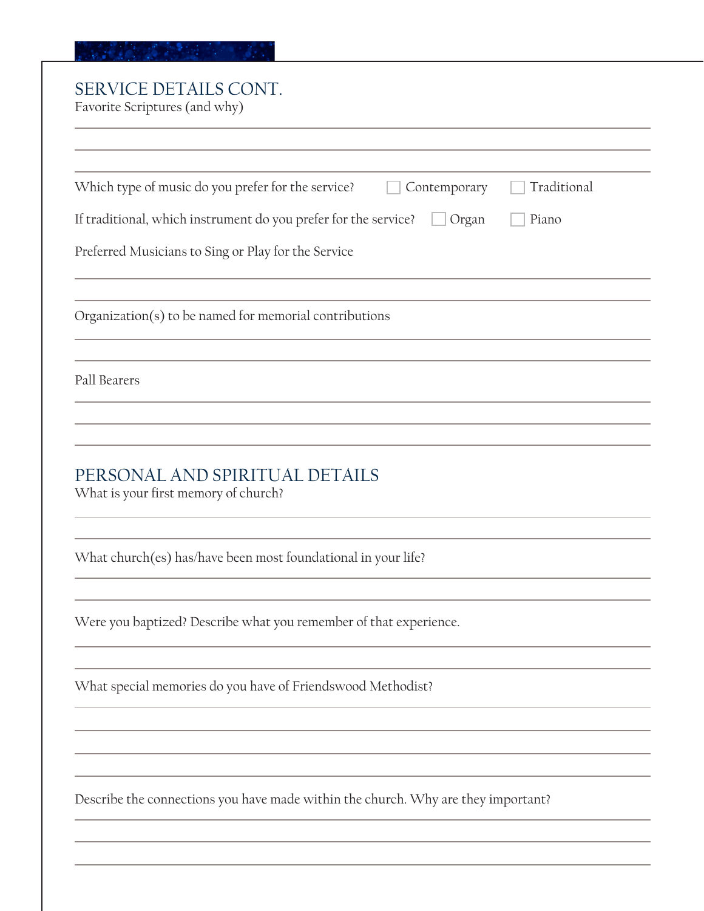## SERVICE DETAILS CONT.

Favorite Scriptures (and why)

Which type of music do you prefer for the service? ☐ Contemporary ☐ Traditional

If traditional, which instrument do you prefer for the service? ☐ Organ ☐ Piano

Preferred Musicians to Sing or Play for the Service

Organization(s) to be named for memorial contributions

Pall Bearers

## PERSONAL AND SPIRITUAL DETAILS

What is your first memory of church?

What church(es) has/have been most foundational in your life?

Were you baptized? Describe what you remember of that experience.

What special memories do you have of Friendswood Methodist?

Describe the connections you have made within the church. Why are they important?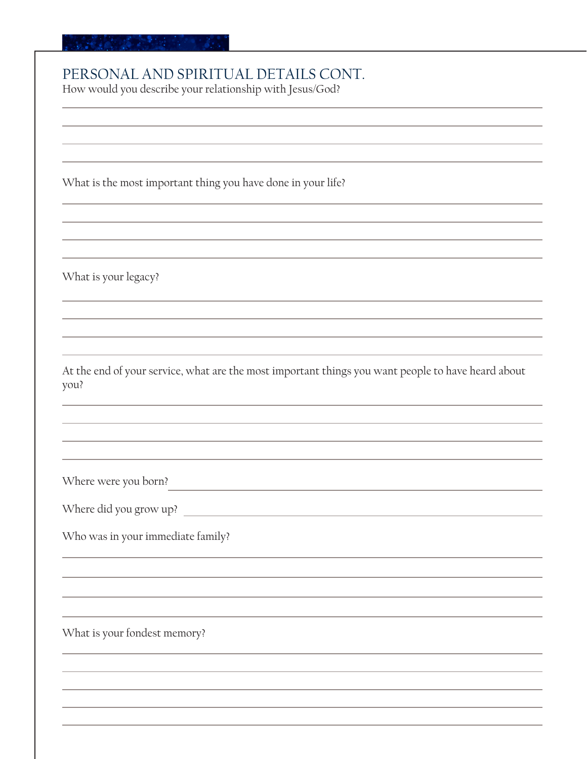## PERSONAL AND SPIRITUAL DETAILS CONT.

How would you describe your relationship with Jesus/God?

What is the most important thing you have done in your life?

What is your legacy?

At the end of your service, what are the most important things you want people to have heard about you?

Where were you born?

Where did you grow up?

Who was in your immediate family?

What is your fondest memory?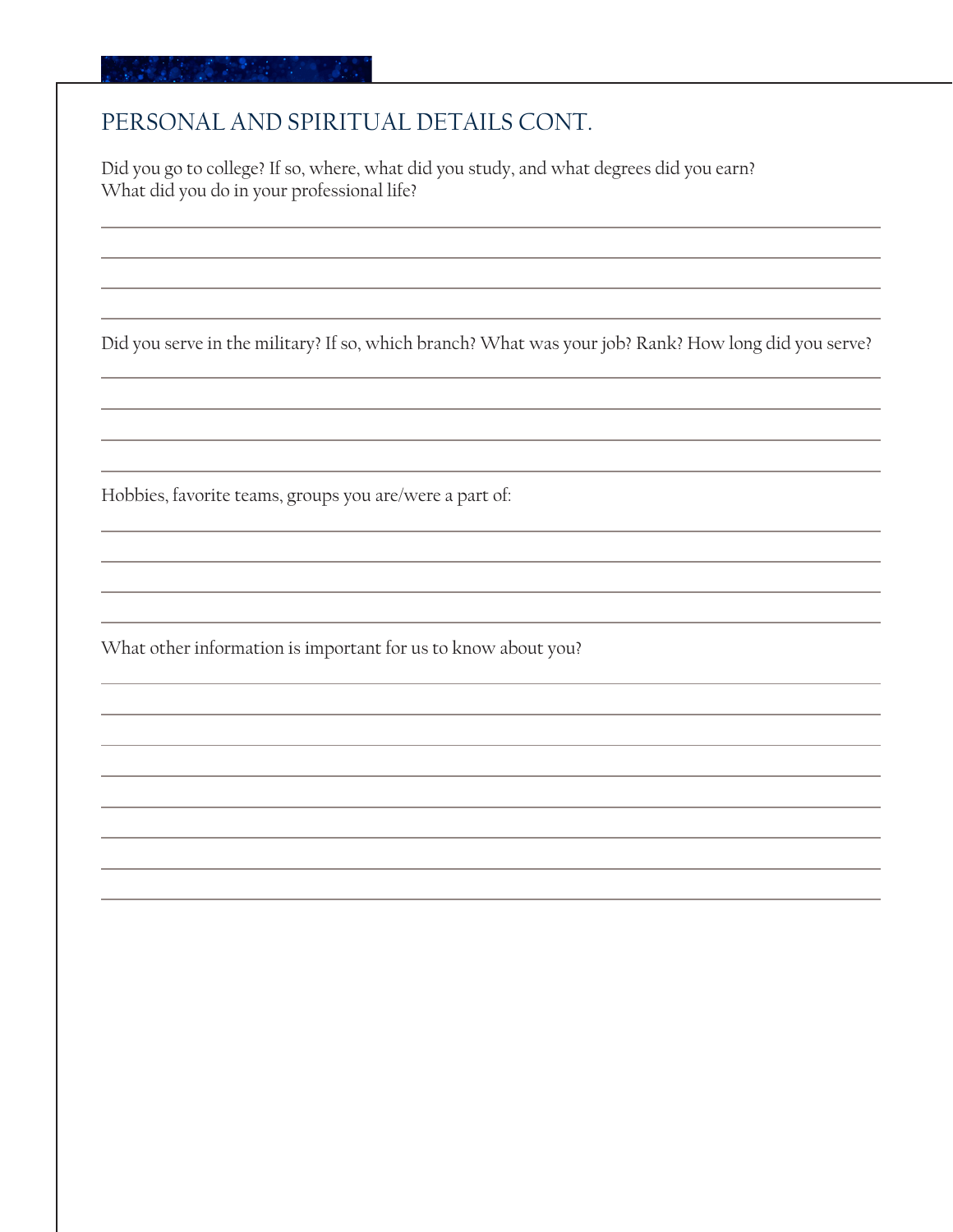## PERSONAL AND SPIRITUAL DETAILS CONT.

Did you go to college? If so, where, what did you study, and what degrees did you earn?
What did you do in your professional life?

Did you serve in the military? If so, which branch? What was your job? Rank? How long did you serve?

Hobbies, favorite teams, groups you are/were a part of:

What other information is important for us to know about you?